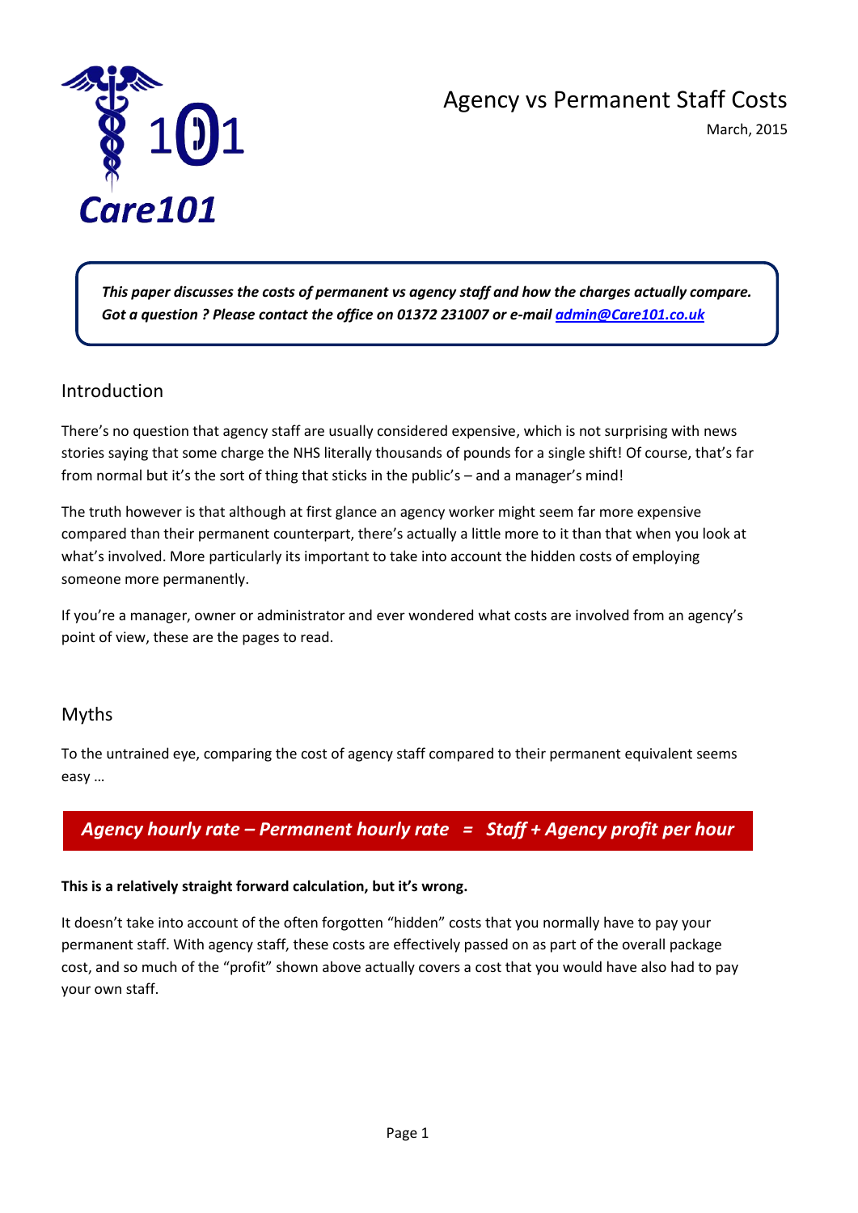Care101

# Agency vs Permanent Staff Costs

March, 2015

***This paper discusses the costs of permanent vs agency staff and how the charges actually compare. Got a question ? Please contact the office on 01372 231007 or e-mail [admin@Care101.co.uk](mailto:admin@Care101.co.uk)***

## Introduction

There's no question that agency staff are usually considered expensive, which is not surprising with news stories saying that some charge the NHS literally thousands of pounds for a single shift! Of course, that's far from normal but it's the sort of thing that sticks in the public's – and a manager's mind!

The truth however is that although at first glance an agency worker might seem far more expensive compared than their permanent counterpart, there's actually a little more to it than that when you look at what's involved. More particularly its important to take into account the hidden costs of employing someone more permanently.

If you're a manager, owner or administrator and ever wondered what costs are involved from an agency's point of view, these are the pages to read.

## Myths

To the untrained eye, comparing the cost of agency staff compared to their permanent equivalent seems easy …

***Agency hourly rate – Permanent hourly rate = Staff + Agency profit per hour***

**This is a relatively straight forward calculation, but it's wrong.**

It doesn't take into account of the often forgotten "hidden" costs that you normally have to pay your permanent staff. With agency staff, these costs are effectively passed on as part of the overall package cost, and so much of the "profit" shown above actually covers a cost that you would have also had to pay your own staff.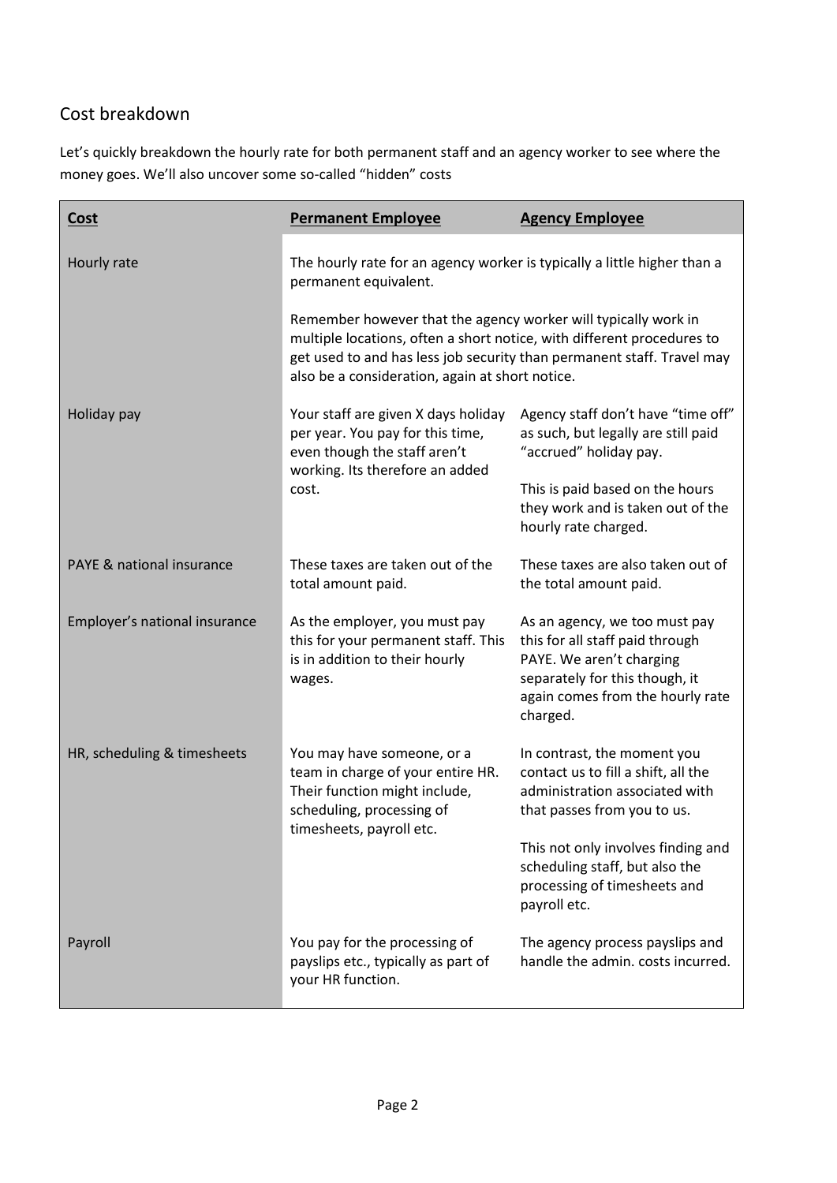## Cost breakdown

Let's quickly breakdown the hourly rate for both permanent staff and an agency worker to see where the money goes. We'll also uncover some so-called "hidden" costs

| **Cost** | **Permanent Employee** | **Agency Employee** |
|---|---|---|
| Hourly rate | The hourly rate for an agency worker is typically a little higher than a permanent equivalent.<br><br>Remember however that the agency worker will typically work in multiple locations, often a short notice, with different procedures to get used to and has less job security than permanent staff. Travel may also be a consideration, again at short notice. | |
| Holiday pay | Your staff are given X days holiday per year. You pay for this time, even though the staff aren't working. Its therefore an added cost. | Agency staff don't have "time off" as such, but legally are still paid "accrued" holiday pay.<br><br>This is paid based on the hours they work and is taken out of the hourly rate charged. |
| PAYE & national insurance | These taxes are taken out of the total amount paid. | These taxes are also taken out of the total amount paid. |
| Employer's national insurance | As the employer, you must pay this for your permanent staff. This is in addition to their hourly wages. | As an agency, we too must pay this for all staff paid through PAYE. We aren't charging separately for this though, it again comes from the hourly rate charged. |
| HR, scheduling & timesheets | You may have someone, or a team in charge of your entire HR. Their function might include, scheduling, processing of timesheets, payroll etc. | In contrast, the moment you contact us to fill a shift, all the administration associated with that passes from you to us.<br><br>This not only involves finding and scheduling staff, but also the processing of timesheets and payroll etc. |
| Payroll | You pay for the processing of payslips etc., typically as part of your HR function. | The agency process payslips and handle the admin. costs incurred. |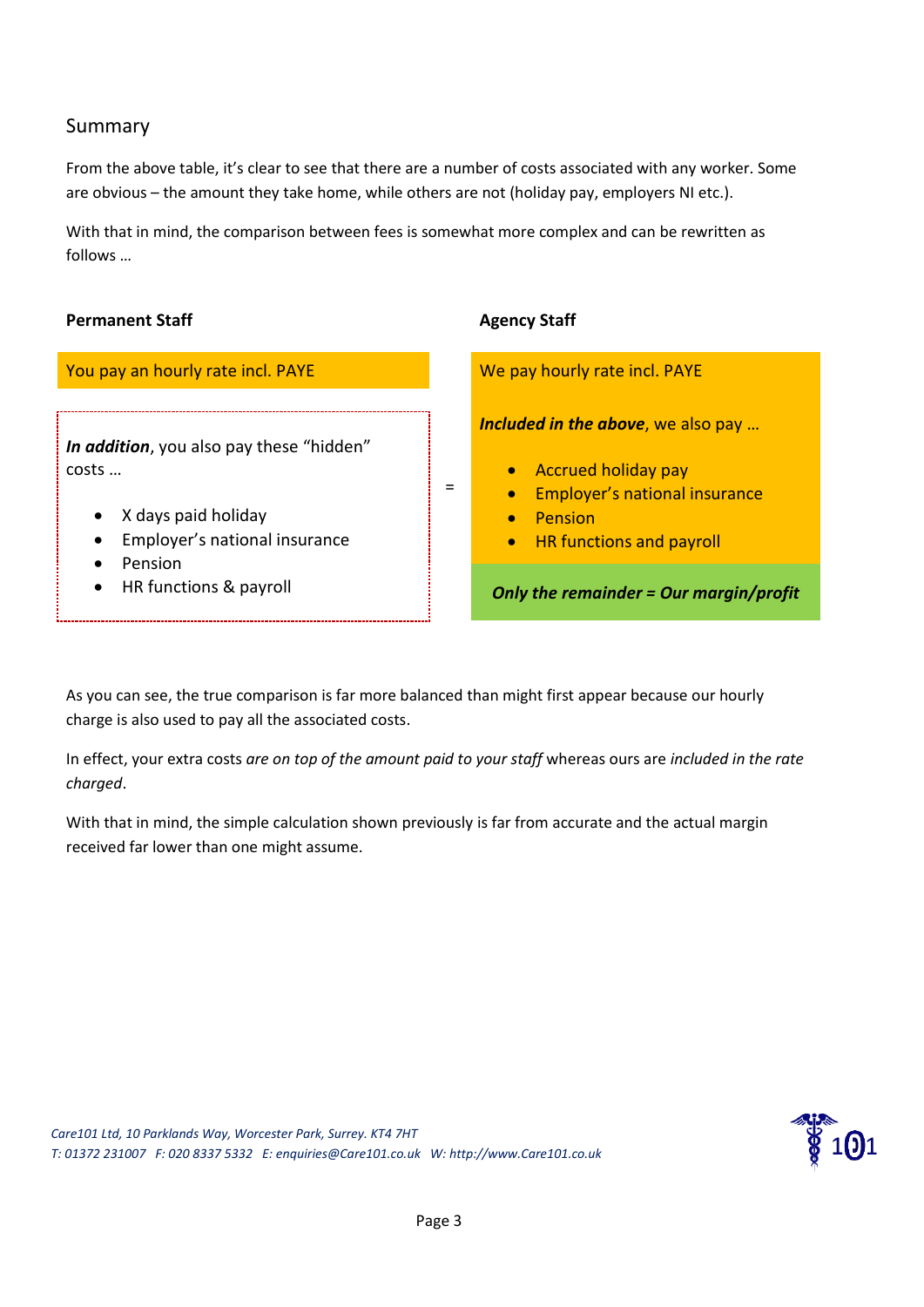## Summary

From the above table, it's clear to see that there are a number of costs associated with any worker. Some are obvious – the amount they take home, while others are not (holiday pay, employers NI etc.).

With that in mind, the comparison between fees is somewhat more complex and can be rewritten as follows …

**Permanent Staff**

You pay an hourly rate incl. PAYE

***In addition***, you also pay these "hidden" costs …

- X days paid holiday
- Employer's national insurance
- Pension
- HR functions & payroll

=

**Agency Staff**

We pay hourly rate incl. PAYE

***Included in the above***, we also pay …

- Accrued holiday pay
- Employer's national insurance
- Pension
- HR functions and payroll

***Only the remainder = Our margin/profit***

As you can see, the true comparison is far more balanced than might first appear because our hourly charge is also used to pay all the associated costs.

In effect, your extra costs *are on top of the amount paid to your staff* whereas ours are *included in the rate charged*.

With that in mind, the simple calculation shown previously is far from accurate and the actual margin received far lower than one might assume.

*Care101 Ltd, 10 Parklands Way, Worcester Park, Surrey. KT4 7HT*
*T: 01372 231007 F: 020 8337 5332 E: enquiries@Care101.co.uk W: http://www.Care101.co.uk*